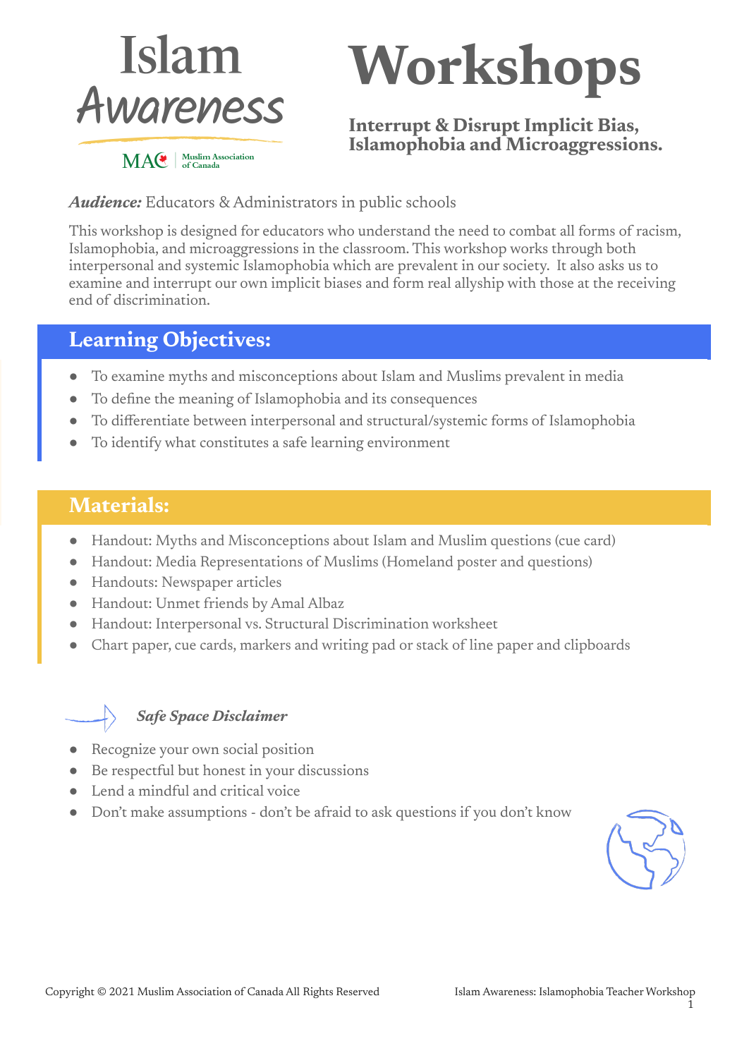# Islam Awareness

MAC | Muslim Association of Canada

# Workshops

**Interrupt & Disrupt Implicit Bias, Islamophobia and Microaggressions.**

***Audience:*** Educators & Administrators in public schools

This workshop is designed for educators who understand the need to combat all forms of racism, Islamophobia, and microaggressions in the classroom. This workshop works through both interpersonal and systemic Islamophobia which are prevalent in our society. It also asks us to examine and interrupt our own implicit biases and form real allyship with those at the receiving end of discrimination.

## Learning Objectives:

- To examine myths and misconceptions about Islam and Muslims prevalent in media
- To define the meaning of Islamophobia and its consequences
- To differentiate between interpersonal and structural/systemic forms of Islamophobia
- To identify what constitutes a safe learning environment

## Materials:

- Handout: Myths and Misconceptions about Islam and Muslim questions (cue card)
- Handout: Media Representations of Muslims (Homeland poster and questions)
- Handouts: Newspaper articles
- Handout: Unmet friends by Amal Albaz
- Handout: Interpersonal vs. Structural Discrimination worksheet
- Chart paper, cue cards, markers and writing pad or stack of line paper and clipboards

***Safe Space Disclaimer***

- Recognize your own social position
- Be respectful but honest in your discussions
- Lend a mindful and critical voice
- Don't make assumptions - don't be afraid to ask questions if you don't know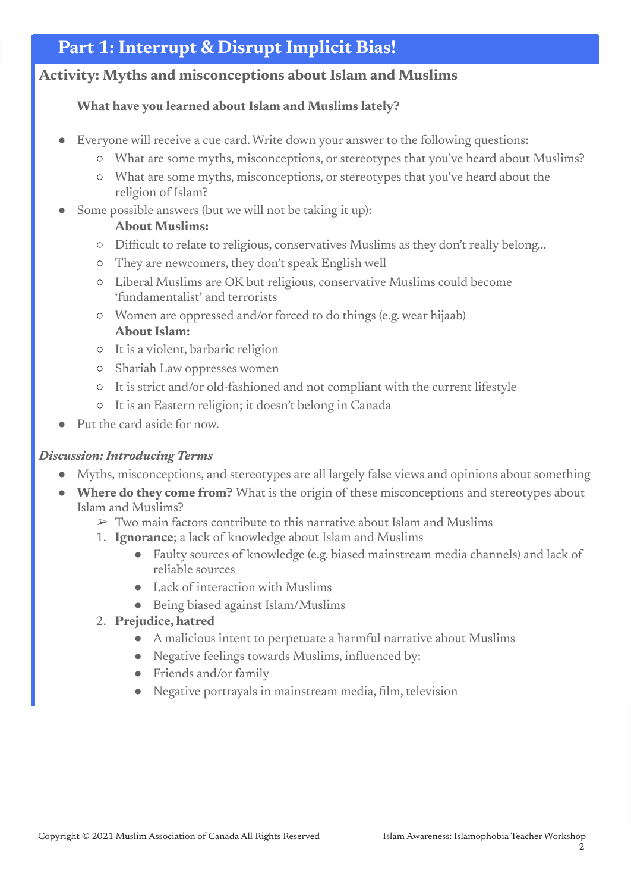## Part 1: Interrupt & Disrupt Implicit Bias!

### Activity: Myths and misconceptions about Islam and Muslims

**What have you learned about Islam and Muslims lately?**

- Everyone will receive a cue card. Write down your answer to the following questions:
  - What are some myths, misconceptions, or stereotypes that you've heard about Muslims?
  - What are some myths, misconceptions, or stereotypes that you've heard about the religion of Islam?
- Some possible answers (but we will not be taking it up):

  **About Muslims:**
  - Difficult to relate to religious, conservatives Muslims as they don't really belong...
  - They are newcomers, they don't speak English well
  - Liberal Muslims are OK but religious, conservative Muslims could become 'fundamentalist' and terrorists
  - Women are oppressed and/or forced to do things (e.g. wear hijaab)

  **About Islam:**
  - It is a violent, barbaric religion
  - Shariah Law oppresses women
  - It is strict and/or old-fashioned and not compliant with the current lifestyle
  - It is an Eastern religion; it doesn't belong in Canada
- Put the card aside for now.

***Discussion: Introducing Terms***

- Myths, misconceptions, and stereotypes are all largely false views and opinions about something
- **Where do they come from?** What is the origin of these misconceptions and stereotypes about Islam and Muslims?
  - ➢ Two main factors contribute to this narrative about Islam and Muslims
  1. **Ignorance**; a lack of knowledge about Islam and Muslims
     - Faulty sources of knowledge (e.g. biased mainstream media channels) and lack of reliable sources
     - Lack of interaction with Muslims
     - Being biased against Islam/Muslims
  2. **Prejudice, hatred**
     - A malicious intent to perpetuate a harmful narrative about Muslims
     - Negative feelings towards Muslims, influenced by:
     - Friends and/or family
     - Negative portrayals in mainstream media, film, television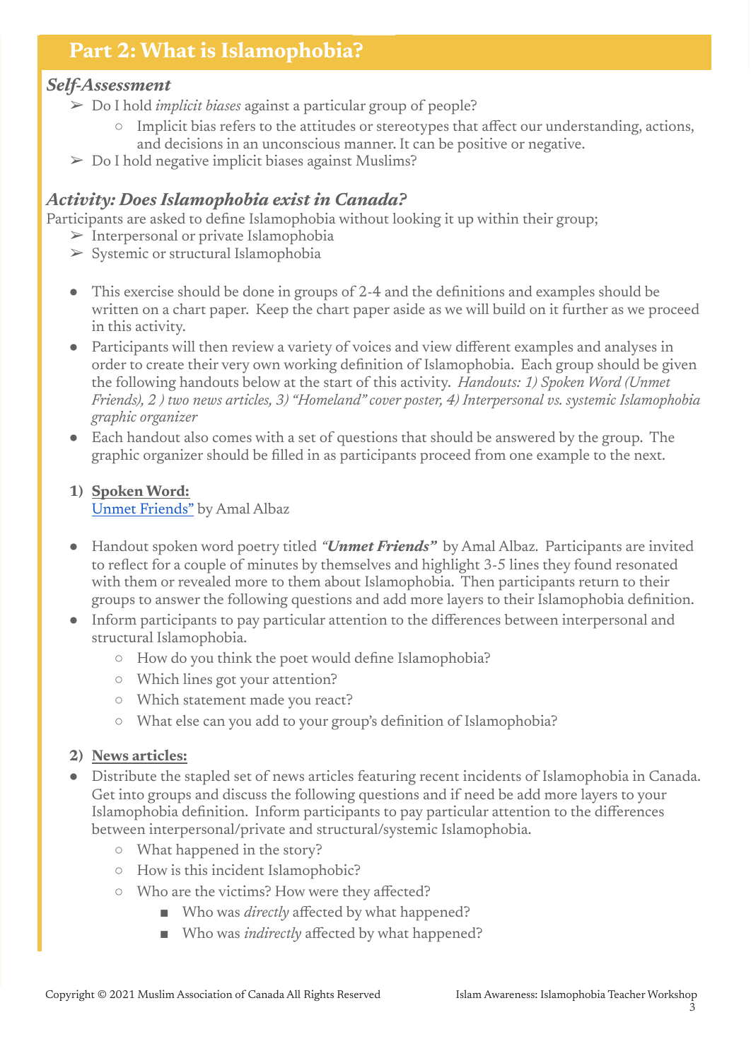## Part 2: What is Islamophobia?

### *Self-Assessment*

- Do I hold *implicit biases* against a particular group of people?
  - Implicit bias refers to the attitudes or stereotypes that affect our understanding, actions, and decisions in an unconscious manner. It can be positive or negative.
- Do I hold negative implicit biases against Muslims?

### *Activity: Does Islamophobia exist in Canada?*

Participants are asked to define Islamophobia without looking it up within their group;

- Interpersonal or private Islamophobia
- Systemic or structural Islamophobia

- This exercise should be done in groups of 2-4 and the definitions and examples should be written on a chart paper. Keep the chart paper aside as we will build on it further as we proceed in this activity.
- Participants will then review a variety of voices and view different examples and analyses in order to create their very own working definition of Islamophobia. Each group should be given the following handouts below at the start of this activity. *Handouts: 1) Spoken Word (Unmet Friends), 2 ) two news articles, 3) "Homeland" cover poster, 4) Interpersonal vs. systemic Islamophobia graphic organizer*
- Each handout also comes with a set of questions that should be answered by the group. The graphic organizer should be filled in as participants proceed from one example to the next.

1) **Spoken Word:**
   Unmet Friends" by Amal Albaz

- Handout spoken word poetry titled ***"Unmet Friends"*** by Amal Albaz. Participants are invited to reflect for a couple of minutes by themselves and highlight 3-5 lines they found resonated with them or revealed more to them about Islamophobia. Then participants return to their groups to answer the following questions and add more layers to their Islamophobia definition.
- Inform participants to pay particular attention to the differences between interpersonal and structural Islamophobia.
  - How do you think the poet would define Islamophobia?
  - Which lines got your attention?
  - Which statement made you react?
  - What else can you add to your group's definition of Islamophobia?

2) **News articles:**

- Distribute the stapled set of news articles featuring recent incidents of Islamophobia in Canada. Get into groups and discuss the following questions and if need be add more layers to your Islamophobia definition. Inform participants to pay particular attention to the differences between interpersonal/private and structural/systemic Islamophobia.
  - What happened in the story?
  - How is this incident Islamophobic?
  - Who are the victims? How were they affected?
    - Who was *directly* affected by what happened?
    - Who was *indirectly* affected by what happened?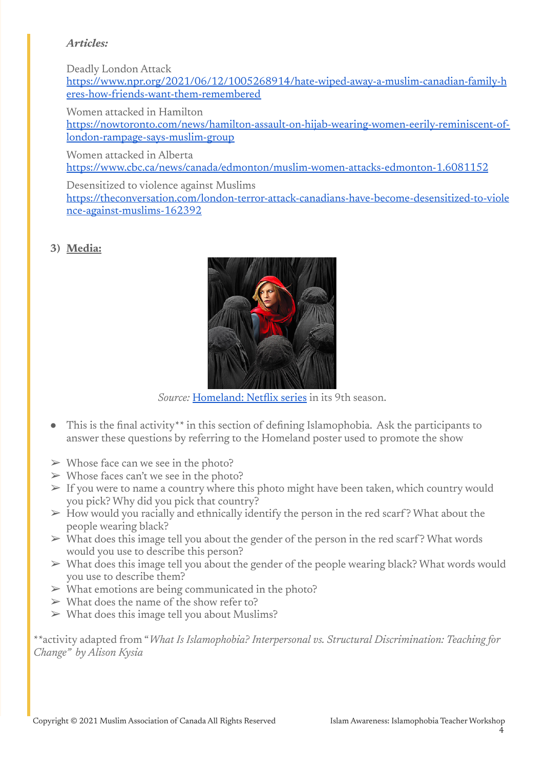***Articles:***

Deadly London Attack
[https://www.npr.org/2021/06/12/1005268914/hate-wiped-away-a-muslim-canadian-family-heres-how-friends-want-them-remembered](https://www.npr.org/2021/06/12/1005268914/hate-wiped-away-a-muslim-canadian-family-heres-how-friends-want-them-remembered)

Women attacked in Hamilton
[https://nowtoronto.com/news/hamilton-assault-on-hijab-wearing-women-eerily-reminiscent-of-london-rampage-says-muslim-group](https://nowtoronto.com/news/hamilton-assault-on-hijab-wearing-women-eerily-reminiscent-of-london-rampage-says-muslim-group)

Women attacked in Alberta
[https://www.cbc.ca/news/canada/edmonton/muslim-women-attacks-edmonton-1.6081152](https://www.cbc.ca/news/canada/edmonton/muslim-women-attacks-edmonton-1.6081152)

Desensitized to violence against Muslims
[https://theconversation.com/london-terror-attack-canadians-have-become-desensitized-to-violence-against-muslims-162392](https://theconversation.com/london-terror-attack-canadians-have-become-desensitized-to-violence-against-muslims-162392)

3) **Media:**

*Source:* Homeland: Netflix series in its 9th season.

- This is the final activity** in this section of defining Islamophobia. Ask the participants to answer these questions by referring to the Homeland poster used to promote the show

➢ Whose face can we see in the photo?
➢ Whose faces can't we see in the photo?
➢ If you were to name a country where this photo might have been taken, which country would you pick? Why did you pick that country?
➢ How would you racially and ethnically identify the person in the red scarf? What about the people wearing black?
➢ What does this image tell you about the gender of the person in the red scarf? What words would you use to describe this person?
➢ What does this image tell you about the gender of the people wearing black? What words would you use to describe them?
➢ What emotions are being communicated in the photo?
➢ What does the name of the show refer to?
➢ What does this image tell you about Muslims?

**activity adapted from "*What Is Islamophobia? Interpersonal vs. Structural Discrimination: Teaching for Change" by Alison Kysia*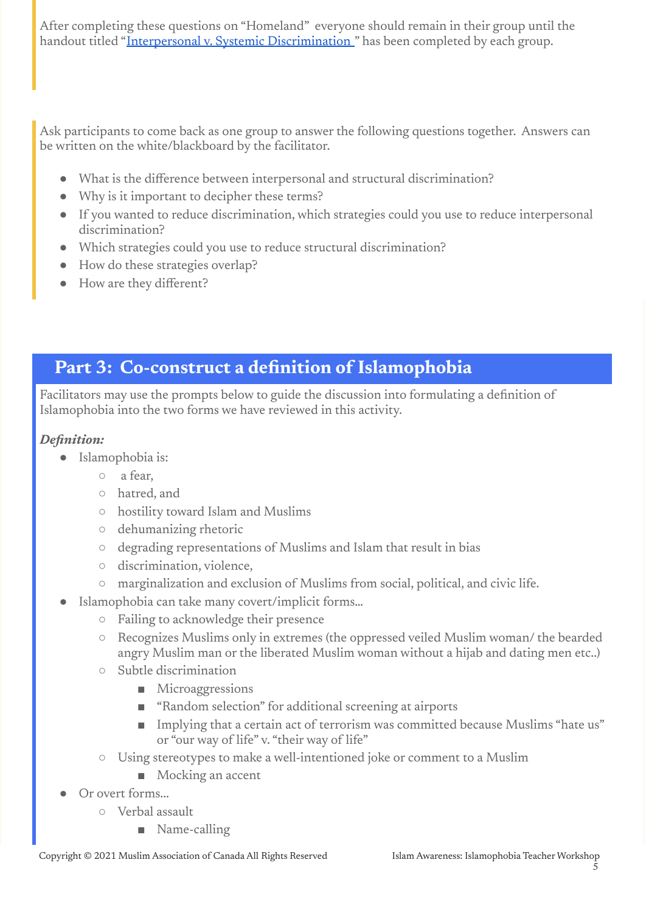After completing these questions on "Homeland" everyone should remain in their group until the handout titled "[Interpersonal v. Systemic Discrimination ]" has been completed by each group.

Ask participants to come back as one group to answer the following questions together. Answers can be written on the white/blackboard by the facilitator.

- What is the difference between interpersonal and structural discrimination?
- Why is it important to decipher these terms?
- If you wanted to reduce discrimination, which strategies could you use to reduce interpersonal discrimination?
- Which strategies could you use to reduce structural discrimination?
- How do these strategies overlap?
- How are they different?

## Part 3: Co-construct a definition of Islamophobia

Facilitators may use the prompts below to guide the discussion into formulating a definition of Islamophobia into the two forms we have reviewed in this activity.

***Definition:***

- Islamophobia is:
  - a fear,
  - hatred, and
  - hostility toward Islam and Muslims
  - dehumanizing rhetoric
  - degrading representations of Muslims and Islam that result in bias
  - discrimination, violence,
  - marginalization and exclusion of Muslims from social, political, and civic life.
- Islamophobia can take many covert/implicit forms...
  - Failing to acknowledge their presence
  - Recognizes Muslims only in extremes (the oppressed veiled Muslim woman/ the bearded angry Muslim man or the liberated Muslim woman without a hijab and dating men etc..)
  - Subtle discrimination
    - Microaggressions
    - "Random selection" for additional screening at airports
    - Implying that a certain act of terrorism was committed because Muslims "hate us" or "our way of life" v. "their way of life"
  - Using stereotypes to make a well-intentioned joke or comment to a Muslim
    - Mocking an accent
- Or overt forms...
  - Verbal assault
    - Name-calling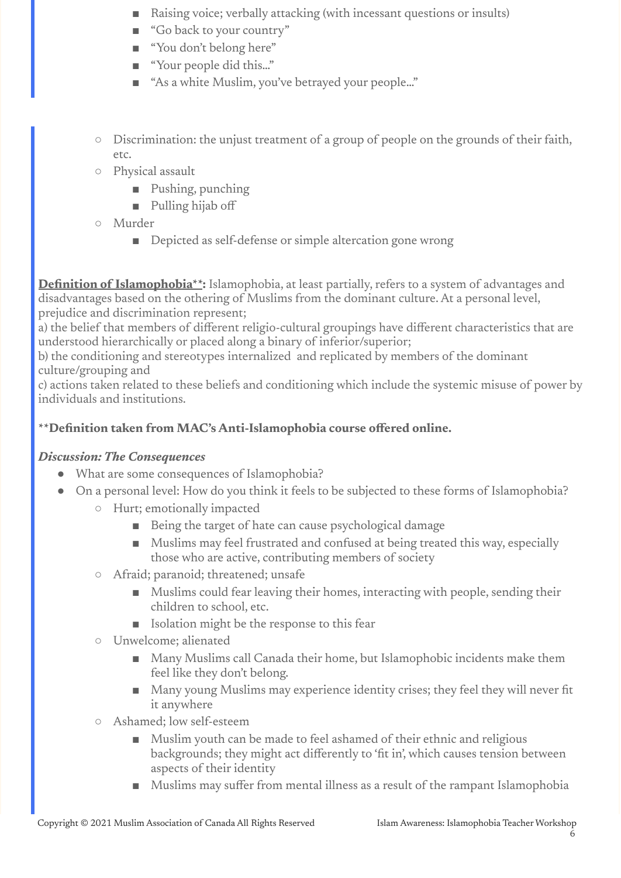- Raising voice; verbally attacking (with incessant questions or insults)
        - "Go back to your country"
        - "You don't belong here"
        - "Your people did this..."
        - "As a white Muslim, you've betrayed your people..."

    - Discrimination: the unjust treatment of a group of people on the grounds of their faith, etc.
    - Physical assault
        - Pushing, punching
        - Pulling hijab off
    - Murder
        - Depicted as self-defense or simple altercation gone wrong

**Definition of Islamophobia\*\*:** Islamophobia, at least partially, refers to a system of advantages and disadvantages based on the othering of Muslims from the dominant culture. At a personal level, prejudice and discrimination represent;
a) the belief that members of different religio-cultural groupings have different characteristics that are understood hierarchically or placed along a binary of inferior/superior;
b) the conditioning and stereotypes internalized and replicated by members of the dominant culture/grouping and
c) actions taken related to these beliefs and conditioning which include the systemic misuse of power by individuals and institutions.

**\*\*Definition taken from MAC's Anti-Islamophobia course offered online.**

***Discussion: The Consequences***

- What are some consequences of Islamophobia?
- On a personal level: How do you think it feels to be subjected to these forms of Islamophobia?
    - Hurt; emotionally impacted
        - Being the target of hate can cause psychological damage
        - Muslims may feel frustrated and confused at being treated this way, especially those who are active, contributing members of society
    - Afraid; paranoid; threatened; unsafe
        - Muslims could fear leaving their homes, interacting with people, sending their children to school, etc.
        - Isolation might be the response to this fear
    - Unwelcome; alienated
        - Many Muslims call Canada their home, but Islamophobic incidents make them feel like they don't belong.
        - Many young Muslims may experience identity crises; they feel they will never fit it anywhere
    - Ashamed; low self-esteem
        - Muslim youth can be made to feel ashamed of their ethnic and religious backgrounds; they might act differently to 'fit in', which causes tension between aspects of their identity
        - Muslims may suffer from mental illness as a result of the rampant Islamophobia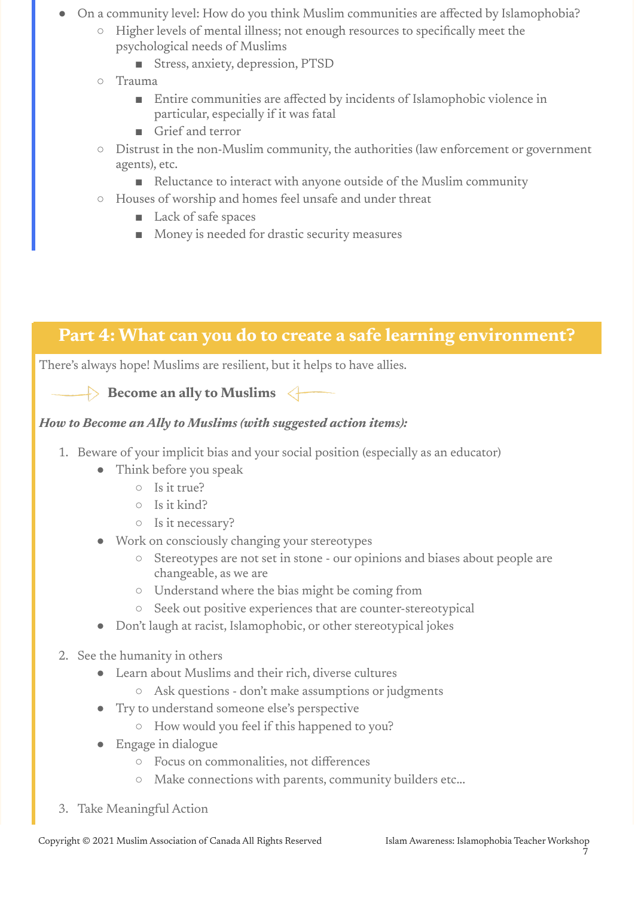- On a community level: How do you think Muslim communities are affected by Islamophobia?
  - Higher levels of mental illness; not enough resources to specifically meet the psychological needs of Muslims
    - Stress, anxiety, depression, PTSD
  - Trauma
    - Entire communities are affected by incidents of Islamophobic violence in particular, especially if it was fatal
    - Grief and terror
  - Distrust in the non-Muslim community, the authorities (law enforcement or government agents), etc.
    - Reluctance to interact with anyone outside of the Muslim community
  - Houses of worship and homes feel unsafe and under threat
    - Lack of safe spaces
    - Money is needed for drastic security measures

## Part 4: What can you do to create a safe learning environment?

There's always hope! Muslims are resilient, but it helps to have allies.

### Become an ally to Muslims

***How to Become an Ally to Muslims (with suggested action items):***

1. Beware of your implicit bias and your social position (especially as an educator)
   - Think before you speak
     - Is it true?
     - Is it kind?
     - Is it necessary?
   - Work on consciously changing your stereotypes
     - Stereotypes are not set in stone - our opinions and biases about people are changeable, as we are
     - Understand where the bias might be coming from
     - Seek out positive experiences that are counter-stereotypical
   - Don't laugh at racist, Islamophobic, or other stereotypical jokes

2. See the humanity in others
   - Learn about Muslims and their rich, diverse cultures
     - Ask questions - don't make assumptions or judgments
   - Try to understand someone else's perspective
     - How would you feel if this happened to you?
   - Engage in dialogue
     - Focus on commonalities, not differences
     - Make connections with parents, community builders etc...

3. Take Meaningful Action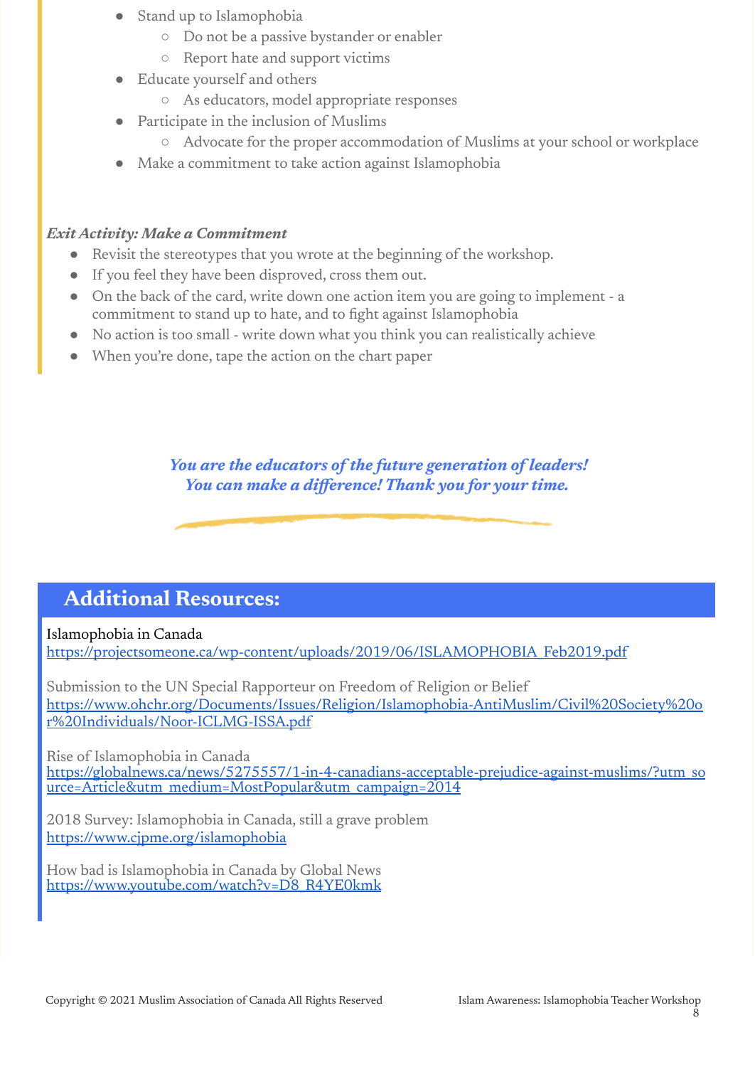- Stand up to Islamophobia
  - Do not be a passive bystander or enabler
  - Report hate and support victims
- Educate yourself and others
  - As educators, model appropriate responses
- Participate in the inclusion of Muslims
  - Advocate for the proper accommodation of Muslims at your school or workplace
- Make a commitment to take action against Islamophobia

***Exit Activity: Make a Commitment***

- Revisit the stereotypes that you wrote at the beginning of the workshop.
- If you feel they have been disproved, cross them out.
- On the back of the card, write down one action item you are going to implement - a commitment to stand up to hate, and to fight against Islamophobia
- No action is too small - write down what you think you can realistically achieve
- When you're done, tape the action on the chart paper

***You are the educators of the future generation of leaders! You can make a difference! Thank you for your time.***

## Additional Resources:

Islamophobia in Canada
https://projectsomeone.ca/wp-content/uploads/2019/06/ISLAMOPHOBIA_Feb2019.pdf

Submission to the UN Special Rapporteur on Freedom of Religion or Belief
https://www.ohchr.org/Documents/Issues/Religion/Islamophobia-AntiMuslim/Civil%20Society%20or%20Individuals/Noor-ICLMG-ISSA.pdf

Rise of Islamophobia in Canada
https://globalnews.ca/news/5275557/1-in-4-canadians-acceptable-prejudice-against-muslims/?utm_source=Article&utm_medium=MostPopular&utm_campaign=2014

2018 Survey: Islamophobia in Canada, still a grave problem
https://www.cjpme.org/islamophobia

How bad is Islamophobia in Canada by Global News
https://www.youtube.com/watch?v=D8_R4YE0kmk

Copyright © 2021 Muslim Association of Canada All Rights Reserved